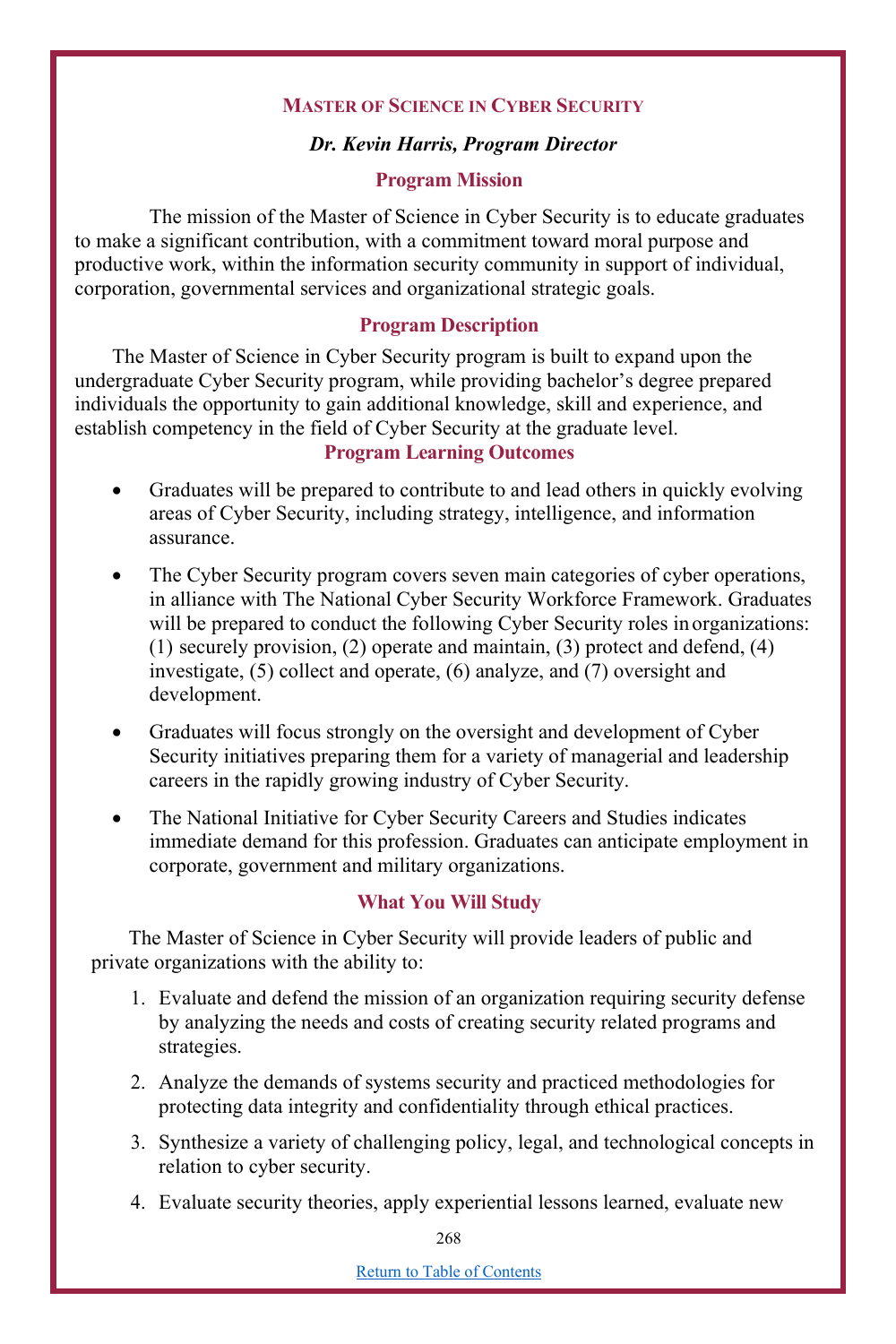## MASTER OF SCIENCE IN CYBER SECURITY

***Dr. Kevin Harris, Program Director***

### Program Mission

The mission of the Master of Science in Cyber Security is to educate graduates to make a significant contribution, with a commitment toward moral purpose and productive work, within the information security community in support of individual, corporation, governmental services and organizational strategic goals.

### Program Description

The Master of Science in Cyber Security program is built to expand upon the undergraduate Cyber Security program, while providing bachelor's degree prepared individuals the opportunity to gain additional knowledge, skill and experience, and establish competency in the field of Cyber Security at the graduate level.

### Program Learning Outcomes

- Graduates will be prepared to contribute to and lead others in quickly evolving areas of Cyber Security, including strategy, intelligence, and information assurance.
- The Cyber Security program covers seven main categories of cyber operations, in alliance with The National Cyber Security Workforce Framework. Graduates will be prepared to conduct the following Cyber Security roles in organizations: (1) securely provision, (2) operate and maintain, (3) protect and defend, (4) investigate, (5) collect and operate, (6) analyze, and (7) oversight and development.
- Graduates will focus strongly on the oversight and development of Cyber Security initiatives preparing them for a variety of managerial and leadership careers in the rapidly growing industry of Cyber Security.
- The National Initiative for Cyber Security Careers and Studies indicates immediate demand for this profession. Graduates can anticipate employment in corporate, government and military organizations.

### What You Will Study

The Master of Science in Cyber Security will provide leaders of public and private organizations with the ability to:

1. Evaluate and defend the mission of an organization requiring security defense by analyzing the needs and costs of creating security related programs and strategies.
2. Analyze the demands of systems security and practiced methodologies for protecting data integrity and confidentiality through ethical practices.
3. Synthesize a variety of challenging policy, legal, and technological concepts in relation to cyber security.
4. Evaluate security theories, apply experiential lessons learned, evaluate new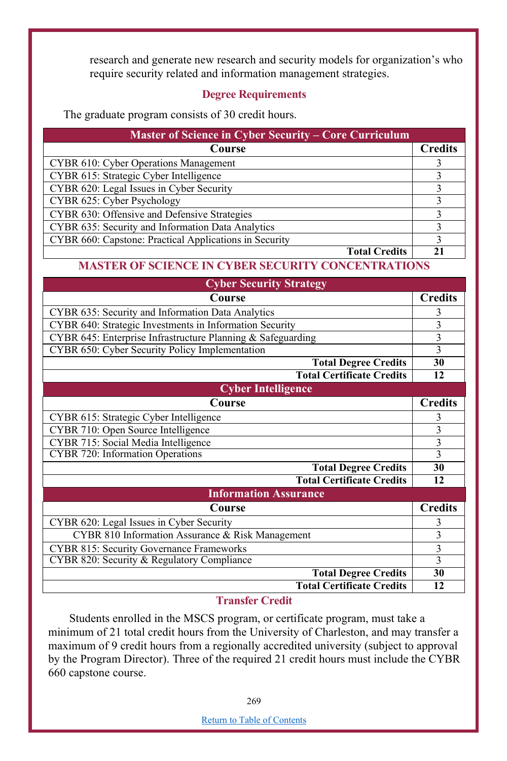research and generate new research and security models for organization's who require security related and information management strategies.

## Degree Requirements

The graduate program consists of 30 credit hours.

| Master of Science in Cyber Security – Core Curriculum | |
|---|---|
| **Course** | **Credits** |
| CYBR 610: Cyber Operations Management | 3 |
| CYBR 615: Strategic Cyber Intelligence | 3 |
| CYBR 620: Legal Issues in Cyber Security | 3 |
| CYBR 625: Cyber Psychology | 3 |
| CYBR 630: Offensive and Defensive Strategies | 3 |
| CYBR 635: Security and Information Data Analytics | 3 |
| CYBR 660: Capstone: Practical Applications in Security | 3 |
| **Total Credits** | **21** |

## MASTER OF SCIENCE IN CYBER SECURITY CONCENTRATIONS

| Cyber Security Strategy | |
|---|---|
| **Course** | **Credits** |
| CYBR 635: Security and Information Data Analytics | 3 |
| CYBR 640: Strategic Investments in Information Security | 3 |
| CYBR 645: Enterprise Infrastructure Planning & Safeguarding | 3 |
| CYBR 650: Cyber Security Policy Implementation | 3 |
| **Total Degree Credits** | **30** |
| **Total Certificate Credits** | **12** |

| Cyber Intelligence | |
|---|---|
| **Course** | **Credits** |
| CYBR 615: Strategic Cyber Intelligence | 3 |
| CYBR 710: Open Source Intelligence | 3 |
| CYBR 715: Social Media Intelligence | 3 |
| CYBR 720: Information Operations | 3 |
| **Total Degree Credits** | **30** |
| **Total Certificate Credits** | **12** |

| Information Assurance | |
|---|---|
| **Course** | **Credits** |
| CYBR 620: Legal Issues in Cyber Security | 3 |
| CYBR 810 Information Assurance & Risk Management | 3 |
| CYBR 815: Security Governance Frameworks | 3 |
| CYBR 820: Security & Regulatory Compliance | 3 |
| **Total Degree Credits** | **30** |
| **Total Certificate Credits** | **12** |

## Transfer Credit

Students enrolled in the MSCS program, or certificate program, must take a minimum of 21 total credit hours from the University of Charleston, and may transfer a maximum of 9 credit hours from a regionally accredited university (subject to approval by the Program Director). Three of the required 21 credit hours must include the CYBR 660 capstone course.

Return to Table of Contents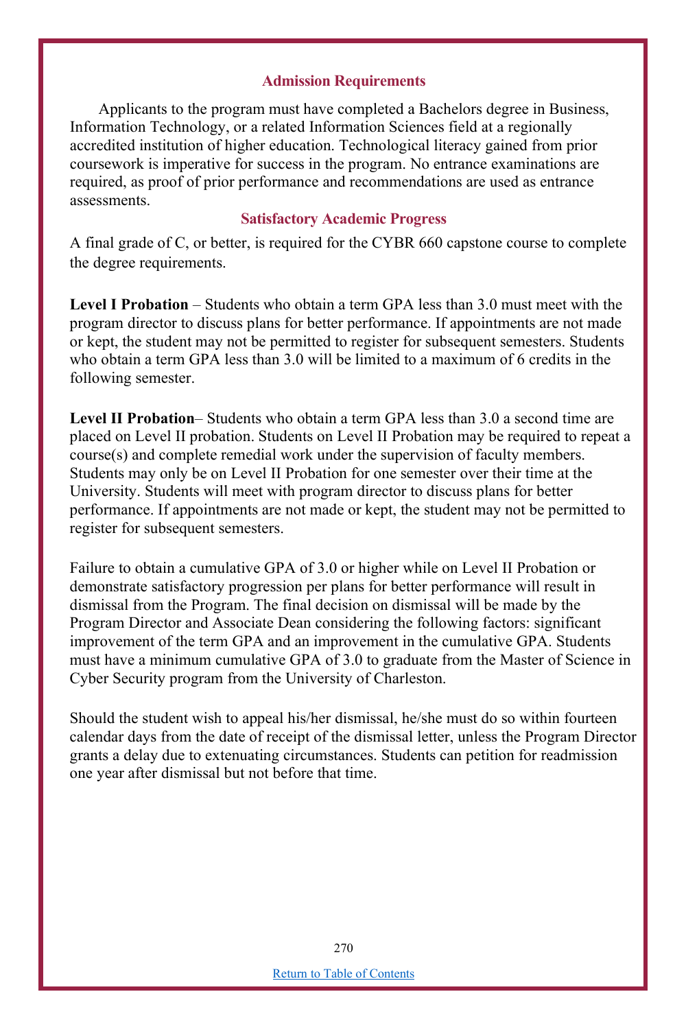## Admission Requirements

Applicants to the program must have completed a Bachelors degree in Business, Information Technology, or a related Information Sciences field at a regionally accredited institution of higher education. Technological literacy gained from prior coursework is imperative for success in the program. No entrance examinations are required, as proof of prior performance and recommendations are used as entrance assessments.

## Satisfactory Academic Progress

A final grade of C, or better, is required for the CYBR 660 capstone course to complete the degree requirements.

**Level I Probation** – Students who obtain a term GPA less than 3.0 must meet with the program director to discuss plans for better performance. If appointments are not made or kept, the student may not be permitted to register for subsequent semesters. Students who obtain a term GPA less than 3.0 will be limited to a maximum of 6 credits in the following semester.

**Level II Probation**– Students who obtain a term GPA less than 3.0 a second time are placed on Level II probation. Students on Level II Probation may be required to repeat a course(s) and complete remedial work under the supervision of faculty members. Students may only be on Level II Probation for one semester over their time at the University. Students will meet with program director to discuss plans for better performance. If appointments are not made or kept, the student may not be permitted to register for subsequent semesters.

Failure to obtain a cumulative GPA of 3.0 or higher while on Level II Probation or demonstrate satisfactory progression per plans for better performance will result in dismissal from the Program. The final decision on dismissal will be made by the Program Director and Associate Dean considering the following factors: significant improvement of the term GPA and an improvement in the cumulative GPA. Students must have a minimum cumulative GPA of 3.0 to graduate from the Master of Science in Cyber Security program from the University of Charleston.

Should the student wish to appeal his/her dismissal, he/she must do so within fourteen calendar days from the date of receipt of the dismissal letter, unless the Program Director grants a delay due to extenuating circumstances. Students can petition for readmission one year after dismissal but not before that time.